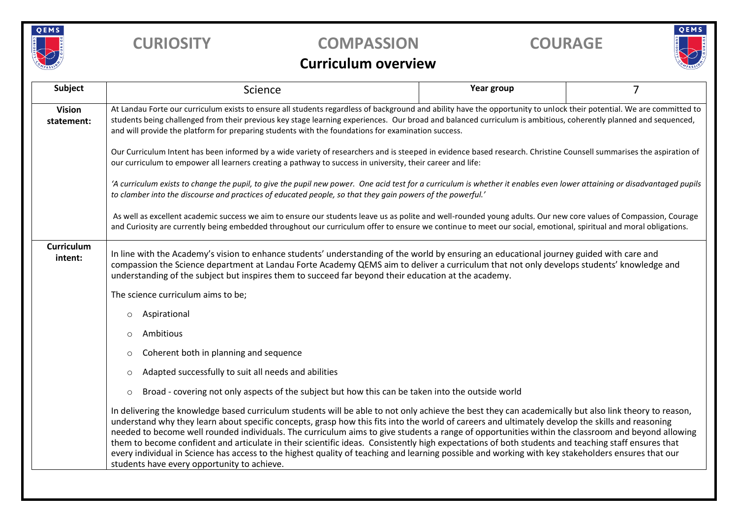**CURIOSITY** **COMPASSION** **COURAGE**

# Curriculum overview

| **Subject** | Science | **Year group** | 7 |
|---|---|---|---|
| **Vision statement:** | At Landau Forte our curriculum exists to ensure all students regardless of background and ability have the opportunity to unlock their potential. We are committed to students being challenged from their previous key stage learning experiences. Our broad and balanced curriculum is ambitious, coherently planned and sequenced, and will provide the platform for preparing students with the foundations for examination success.<br><br>Our Curriculum Intent has been informed by a wide variety of researchers and is steeped in evidence based research. Christine Counsell summarises the aspiration of our curriculum to empower all learners creating a pathway to success in university, their career and life:<br><br>*'A curriculum exists to change the pupil, to give the pupil new power. One acid test for a curriculum is whether it enables even lower attaining or disadvantaged pupils to clamber into the discourse and practices of educated people, so that they gain powers of the powerful.'*<br><br>As well as excellent academic success we aim to ensure our students leave us as polite and well-rounded young adults. Our new core values of Compassion, Courage and Curiosity are currently being embedded throughout our curriculum offer to ensure we continue to meet our social, emotional, spiritual and moral obligations. | | |
| **Curriculum intent:** | In line with the Academy's vision to enhance students' understanding of the world by ensuring an educational journey guided with care and compassion the Science department at Landau Forte Academy QEMS aim to deliver a curriculum that not only develops students' knowledge and understanding of the subject but inspires them to succeed far beyond their education at the academy.<br><br>The science curriculum aims to be;<br><br>○ Aspirational<br>○ Ambitious<br>○ Coherent both in planning and sequence<br>○ Adapted successfully to suit all needs and abilities<br>○ Broad - covering not only aspects of the subject but how this can be taken into the outside world<br><br>In delivering the knowledge based curriculum students will be able to not only achieve the best they can academically but also link theory to reason, understand why they learn about specific concepts, grasp how this fits into the world of careers and ultimately develop the skills and reasoning needed to become well rounded individuals. The curriculum aims to give students a range of opportunities within the classroom and beyond allowing them to become confident and articulate in their scientific ideas. Consistently high expectations of both students and teaching staff ensures that every individual in Science has access to the highest quality of teaching and learning possible and working with key stakeholders ensures that our students have every opportunity to achieve. | | |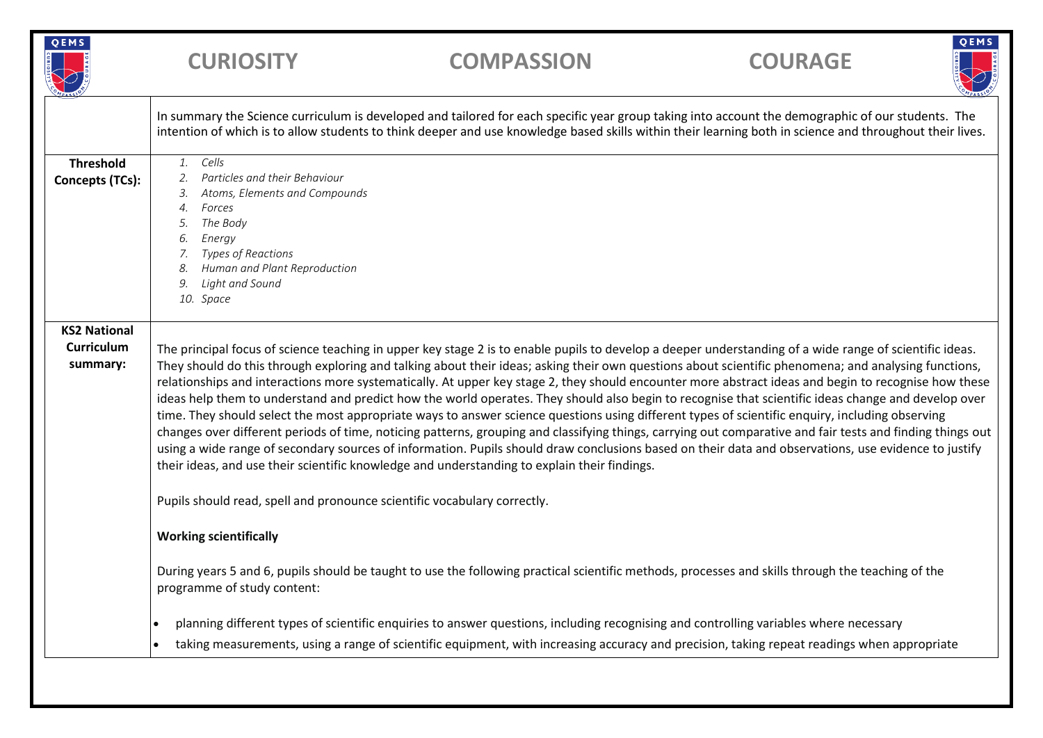| | |
|---|---|
| | In summary the Science curriculum is developed and tailored for each specific year group taking into account the demographic of our students. The intention of which is to allow students to think deeper and use knowledge based skills within their learning both in science and throughout their lives. |
| **Threshold Concepts (TCs):** | 1. *Cells*<br>2. *Particles and their Behaviour*<br>3. *Atoms, Elements and Compounds*<br>4. *Forces*<br>5. *The Body*<br>6. *Energy*<br>7. *Types of Reactions*<br>8. *Human and Plant Reproduction*<br>9. *Light and Sound*<br>10. *Space* |
| **KS2 National Curriculum summary:** | The principal focus of science teaching in upper key stage 2 is to enable pupils to develop a deeper understanding of a wide range of scientific ideas. They should do this through exploring and talking about their ideas; asking their own questions about scientific phenomena; and analysing functions, relationships and interactions more systematically. At upper key stage 2, they should encounter more abstract ideas and begin to recognise how these ideas help them to understand and predict how the world operates. They should also begin to recognise that scientific ideas change and develop over time. They should select the most appropriate ways to answer science questions using different types of scientific enquiry, including observing changes over different periods of time, noticing patterns, grouping and classifying things, carrying out comparative and fair tests and finding things out using a wide range of secondary sources of information. Pupils should draw conclusions based on their data and observations, use evidence to justify their ideas, and use their scientific knowledge and understanding to explain their findings.<br><br>Pupils should read, spell and pronounce scientific vocabulary correctly.<br><br>**Working scientifically**<br><br>During years 5 and 6, pupils should be taught to use the following practical scientific methods, processes and skills through the teaching of the programme of study content:<br><br>• planning different types of scientific enquiries to answer questions, including recognising and controlling variables where necessary<br>• taking measurements, using a range of scientific equipment, with increasing accuracy and precision, taking repeat readings when appropriate |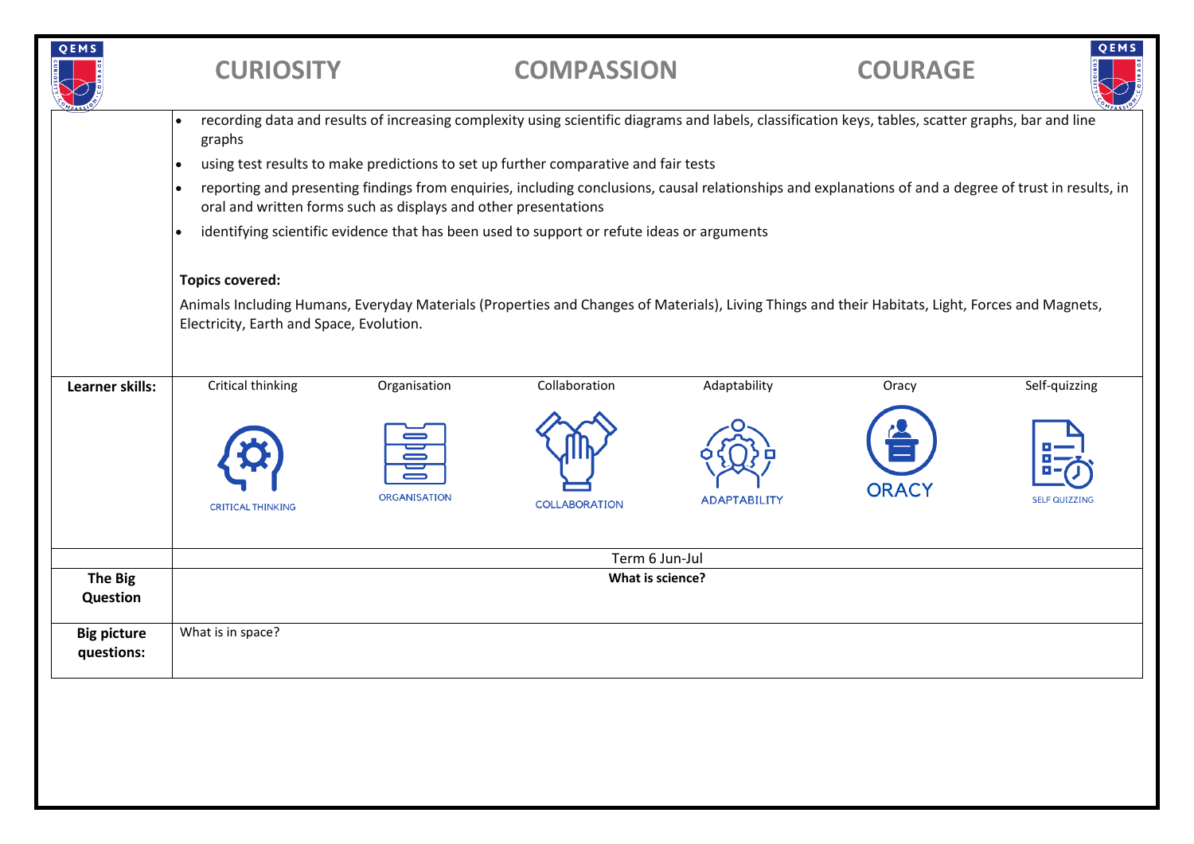| | | | | | | |
|---|---|---|---|---|---|---|
| | • recording data and results of increasing complexity using scientific diagrams and labels, classification keys, tables, scatter graphs, bar and line graphs<br>• using test results to make predictions to set up further comparative and fair tests<br>• reporting and presenting findings from enquiries, including conclusions, causal relationships and explanations of and a degree of trust in results, in oral and written forms such as displays and other presentations<br>• identifying scientific evidence that has been used to support or refute ideas or arguments<br><br>**Topics covered:**<br><br>Animals Including Humans, Everyday Materials (Properties and Changes of Materials), Living Things and their Habitats, Light, Forces and Magnets, Electricity, Earth and Space, Evolution. | | | | | |
| **Learner skills:** | Critical thinking | Organisation | Collaboration | Adaptability | Oracy | Self-quizzing |
| | Term 6 Jun-Jul | | | | | |
| **The Big Question** | **What is science?** | | | | | |
| **Big picture questions:** | What is in space? | | | | | |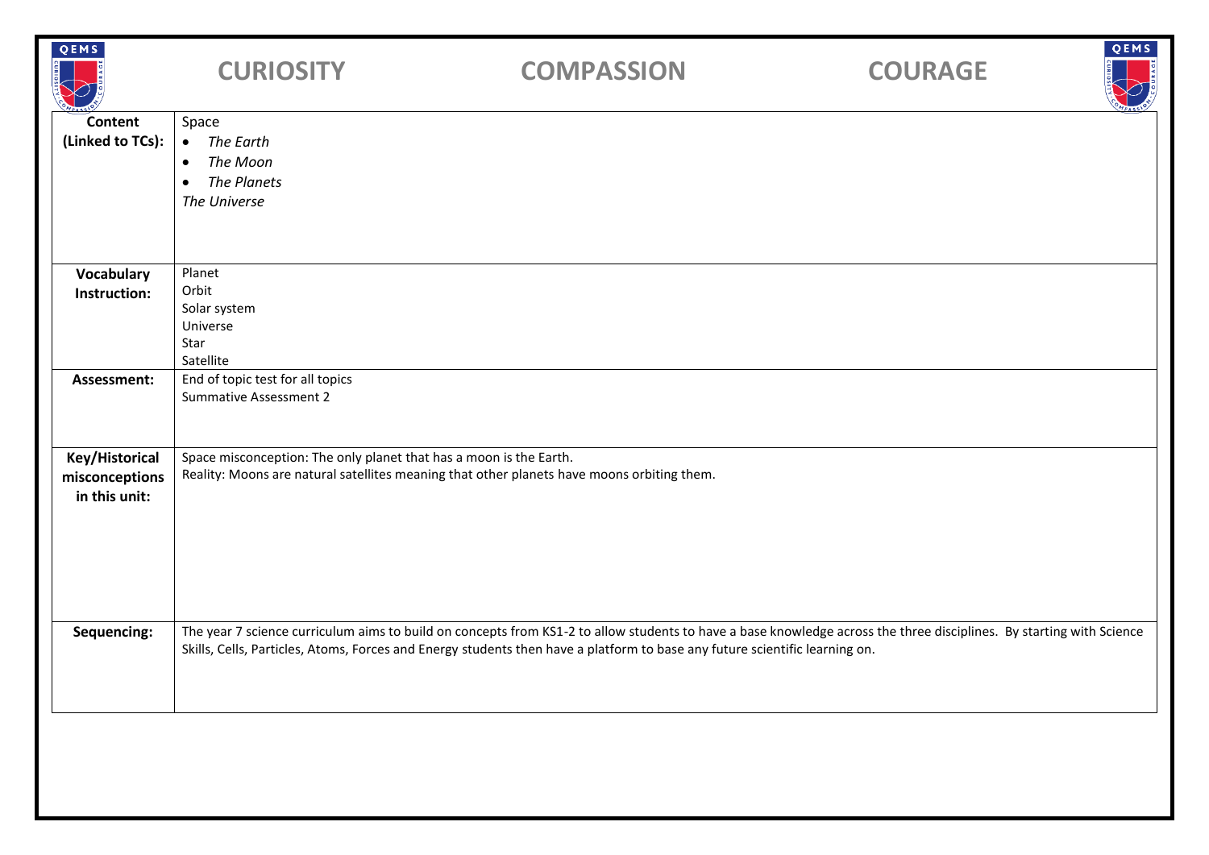# CURIOSITY COMPASSION COURAGE

| | |
|---|---|
| **Content (Linked to TCs):** | Space<br>• *The Earth*<br>• *The Moon*<br>• *The Planets*<br>*The Universe* |
| **Vocabulary Instruction:** | Planet<br>Orbit<br>Solar system<br>Universe<br>Star<br>Satellite |
| **Assessment:** | End of topic test for all topics<br>Summative Assessment 2 |
| **Key/Historical misconceptions in this unit:** | Space misconception: The only planet that has a moon is the Earth.<br>Reality: Moons are natural satellites meaning that other planets have moons orbiting them. |
| **Sequencing:** | The year 7 science curriculum aims to build on concepts from KS1-2 to allow students to have a base knowledge across the three disciplines. By starting with Science Skills, Cells, Particles, Atoms, Forces and Energy students then have a platform to base any future scientific learning on. |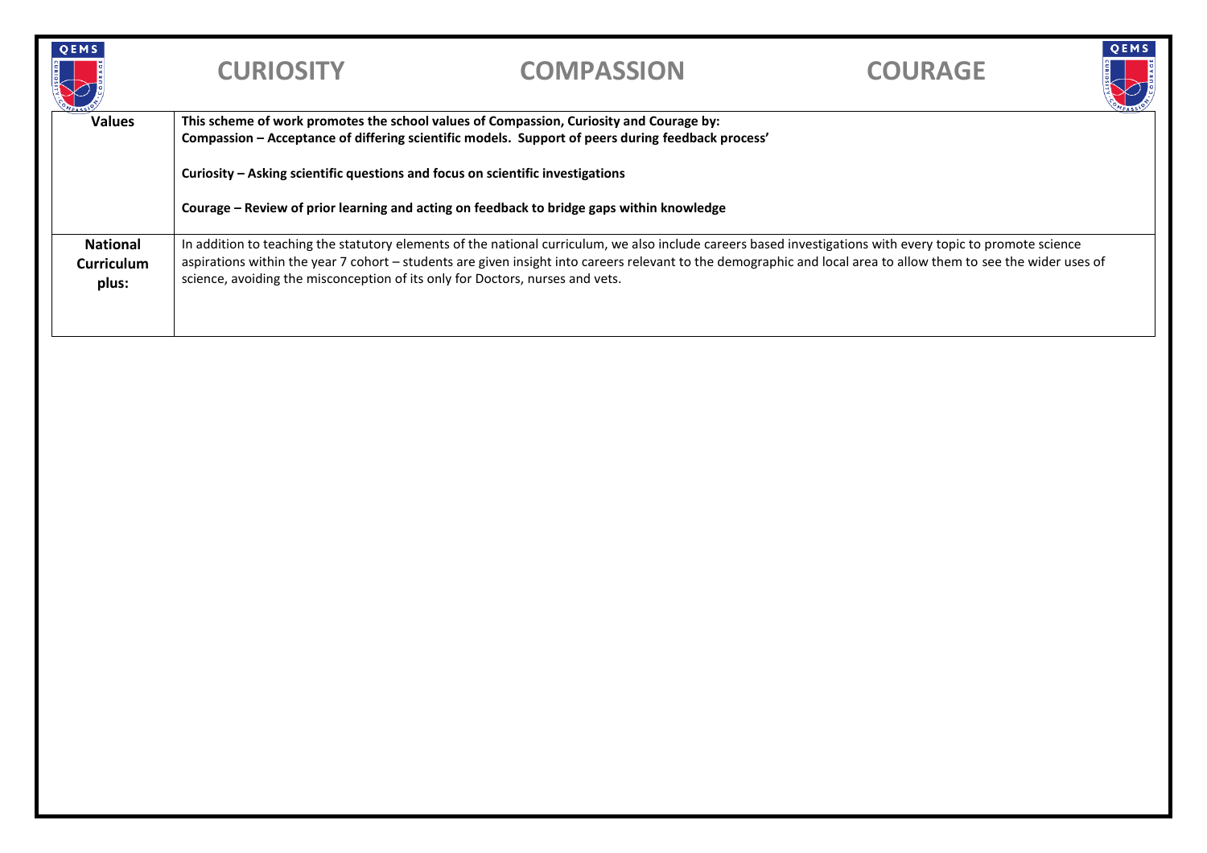**CURIOSITY** **COMPASSION** **COURAGE**

| | |
|---|---|
| **Values** | **This scheme of work promotes the school values of Compassion, Curiosity and Courage by:**<br>**Compassion – Acceptance of differing scientific models. Support of peers during feedback process'**<br><br>**Curiosity – Asking scientific questions and focus on scientific investigations**<br><br>**Courage – Review of prior learning and acting on feedback to bridge gaps within knowledge** |
| **National Curriculum plus:** | In addition to teaching the statutory elements of the national curriculum, we also include careers based investigations with every topic to promote science aspirations within the year 7 cohort – students are given insight into careers relevant to the demographic and local area to allow them to see the wider uses of science, avoiding the misconception of its only for Doctors, nurses and vets. |